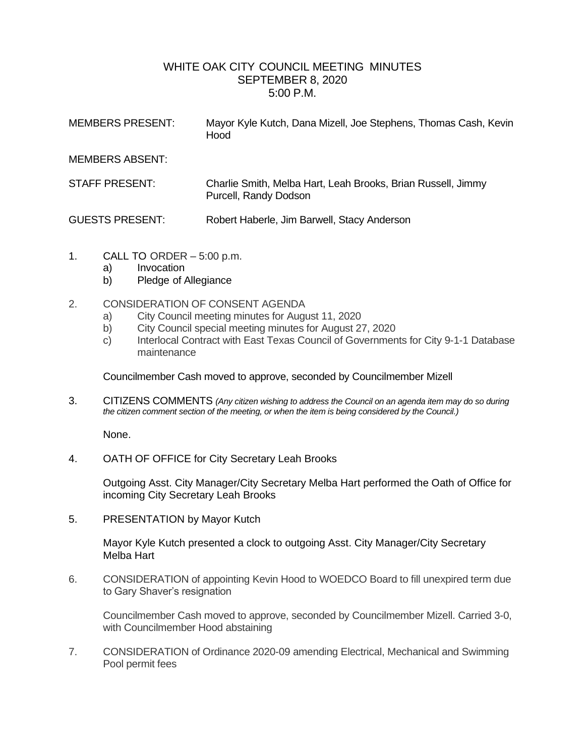# WHITE OAK CITY COUNCIL MEETING MINUTES
## SEPTEMBER 8, 2020
## 5:00 P.M.

MEMBERS PRESENT: Mayor Kyle Kutch, Dana Mizell, Joe Stephens, Thomas Cash, Kevin Hood

MEMBERS ABSENT:

STAFF PRESENT: Charlie Smith, Melba Hart, Leah Brooks, Brian Russell, Jimmy Purcell, Randy Dodson

GUESTS PRESENT: Robert Haberle, Jim Barwell, Stacy Anderson

1. CALL TO ORDER – 5:00 p.m.
   a) Invocation
   b) Pledge of Allegiance

2. CONSIDERATION OF CONSENT AGENDA
   a) City Council meeting minutes for August 11, 2020
   b) City Council special meeting minutes for August 27, 2020
   c) Interlocal Contract with East Texas Council of Governments for City 9-1-1 Database maintenance

   Councilmember Cash moved to approve, seconded by Councilmember Mizell

3. CITIZENS COMMENTS *(Any citizen wishing to address the Council on an agenda item may do so during the citizen comment section of the meeting, or when the item is being considered by the Council.)*

   None.

4. OATH OF OFFICE for City Secretary Leah Brooks

   Outgoing Asst. City Manager/City Secretary Melba Hart performed the Oath of Office for incoming City Secretary Leah Brooks

5. PRESENTATION by Mayor Kutch

   Mayor Kyle Kutch presented a clock to outgoing Asst. City Manager/City Secretary Melba Hart

6. CONSIDERATION of appointing Kevin Hood to WOEDCO Board to fill unexpired term due to Gary Shaver's resignation

   Councilmember Cash moved to approve, seconded by Councilmember Mizell. Carried 3-0, with Councilmember Hood abstaining

7. CONSIDERATION of Ordinance 2020-09 amending Electrical, Mechanical and Swimming Pool permit fees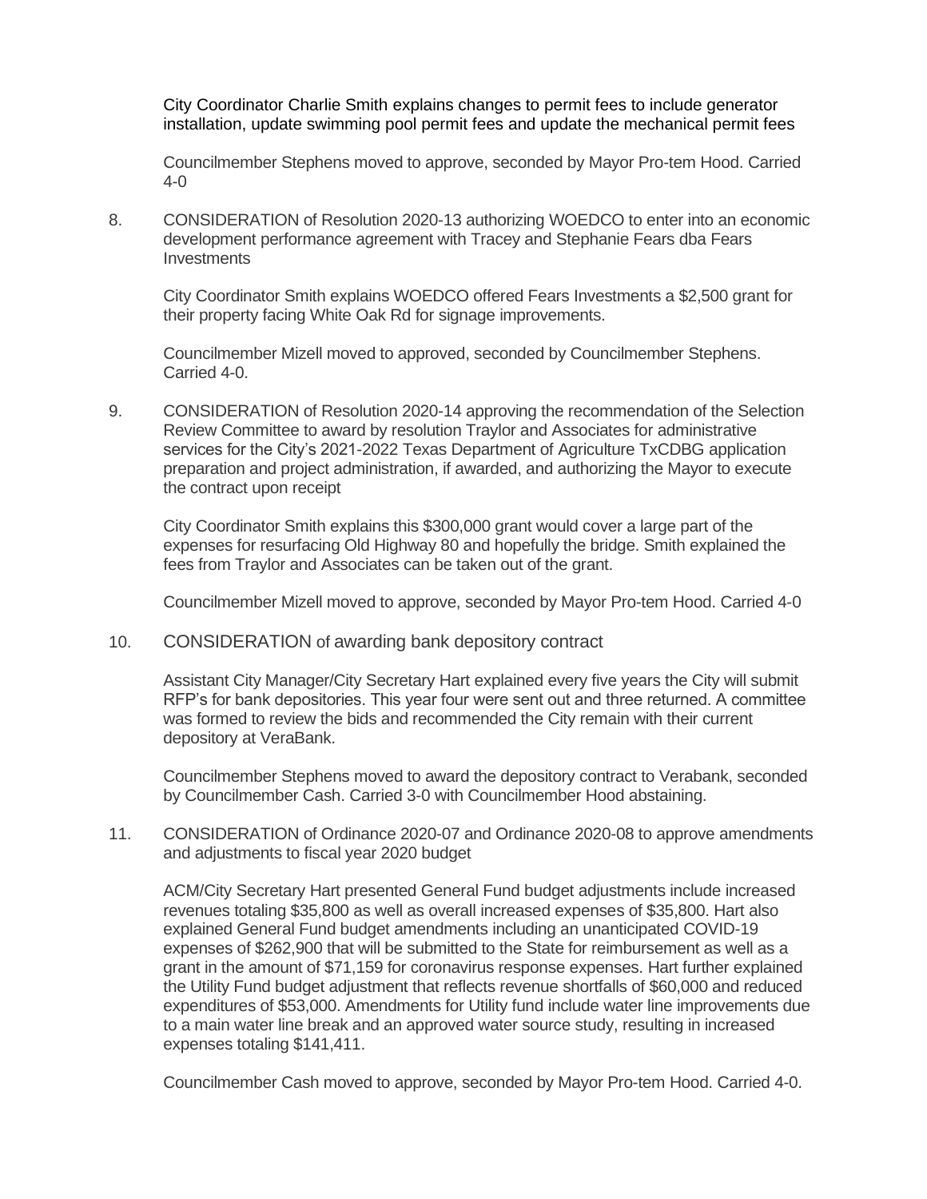City Coordinator Charlie Smith explains changes to permit fees to include generator installation, update swimming pool permit fees and update the mechanical permit fees

Councilmember Stephens moved to approve, seconded by Mayor Pro-tem Hood. Carried 4-0

8. CONSIDERATION of Resolution 2020-13 authorizing WOEDCO to enter into an economic development performance agreement with Tracey and Stephanie Fears dba Fears Investments

   City Coordinator Smith explains WOEDCO offered Fears Investments a $2,500 grant for their property facing White Oak Rd for signage improvements.

   Councilmember Mizell moved to approved, seconded by Councilmember Stephens. Carried 4-0.

9. CONSIDERATION of Resolution 2020-14 approving the recommendation of the Selection Review Committee to award by resolution Traylor and Associates for administrative services for the City's 2021-2022 Texas Department of Agriculture TxCDBG application preparation and project administration, if awarded, and authorizing the Mayor to execute the contract upon receipt

   City Coordinator Smith explains this $300,000 grant would cover a large part of the expenses for resurfacing Old Highway 80 and hopefully the bridge. Smith explained the fees from Traylor and Associates can be taken out of the grant.

   Councilmember Mizell moved to approve, seconded by Mayor Pro-tem Hood. Carried 4-0

10. CONSIDERATION of awarding bank depository contract

    Assistant City Manager/City Secretary Hart explained every five years the City will submit RFP's for bank depositories. This year four were sent out and three returned. A committee was formed to review the bids and recommended the City remain with their current depository at VeraBank.

    Councilmember Stephens moved to award the depository contract to Verabank, seconded by Councilmember Cash. Carried 3-0 with Councilmember Hood abstaining.

11. CONSIDERATION of Ordinance 2020-07 and Ordinance 2020-08 to approve amendments and adjustments to fiscal year 2020 budget

    ACM/City Secretary Hart presented General Fund budget adjustments include increased revenues totaling $35,800 as well as overall increased expenses of $35,800. Hart also explained General Fund budget amendments including an unanticipated COVID-19 expenses of $262,900 that will be submitted to the State for reimbursement as well as a grant in the amount of $71,159 for coronavirus response expenses. Hart further explained the Utility Fund budget adjustment that reflects revenue shortfalls of $60,000 and reduced expenditures of $53,000. Amendments for Utility fund include water line improvements due to a main water line break and an approved water source study, resulting in increased expenses totaling $141,411.

    Councilmember Cash moved to approve, seconded by Mayor Pro-tem Hood. Carried 4-0.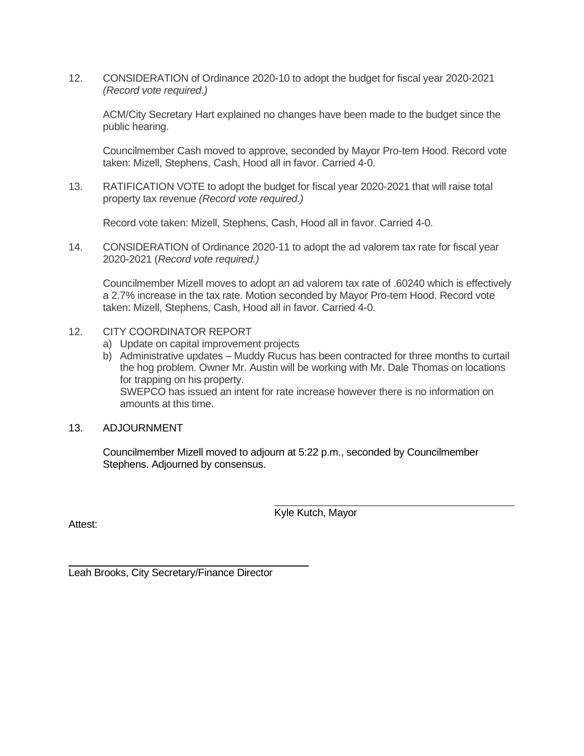12. CONSIDERATION of Ordinance 2020-10 to adopt the budget for fiscal year 2020-2021 *(Record vote required.)*

    ACM/City Secretary Hart explained no changes have been made to the budget since the public hearing.

    Councilmember Cash moved to approve, seconded by Mayor Pro-tem Hood. Record vote taken: Mizell, Stephens, Cash, Hood all in favor. Carried 4-0.

13. RATIFICATION VOTE to adopt the budget for fiscal year 2020-2021 that will raise total property tax revenue *(Record vote required.)*

    Record vote taken: Mizell, Stephens, Cash, Hood all in favor. Carried 4-0.

14. CONSIDERATION of Ordinance 2020-11 to adopt the ad valorem tax rate for fiscal year 2020-2021 (*Record vote required.)*

    Councilmember Mizell moves to adopt an ad valorem tax rate of .60240 which is effectively a 2.7% increase in the tax rate. Motion seconded by Mayor Pro-tem Hood. Record vote taken: Mizell, Stephens, Cash, Hood all in favor. Carried 4-0.

12. CITY COORDINATOR REPORT
    a) Update on capital improvement projects
    b) Administrative updates – Muddy Rucus has been contracted for three months to curtail the hog problem. Owner Mr. Austin will be working with Mr. Dale Thomas on locations for trapping on his property.
       SWEPCO has issued an intent for rate increase however there is no information on amounts at this time.

13. ADJOURNMENT

    Councilmember Mizell moved to adjourn at 5:22 p.m., seconded by Councilmember Stephens. Adjourned by consensus.

Kyle Kutch, Mayor

Attest:

Leah Brooks, City Secretary/Finance Director